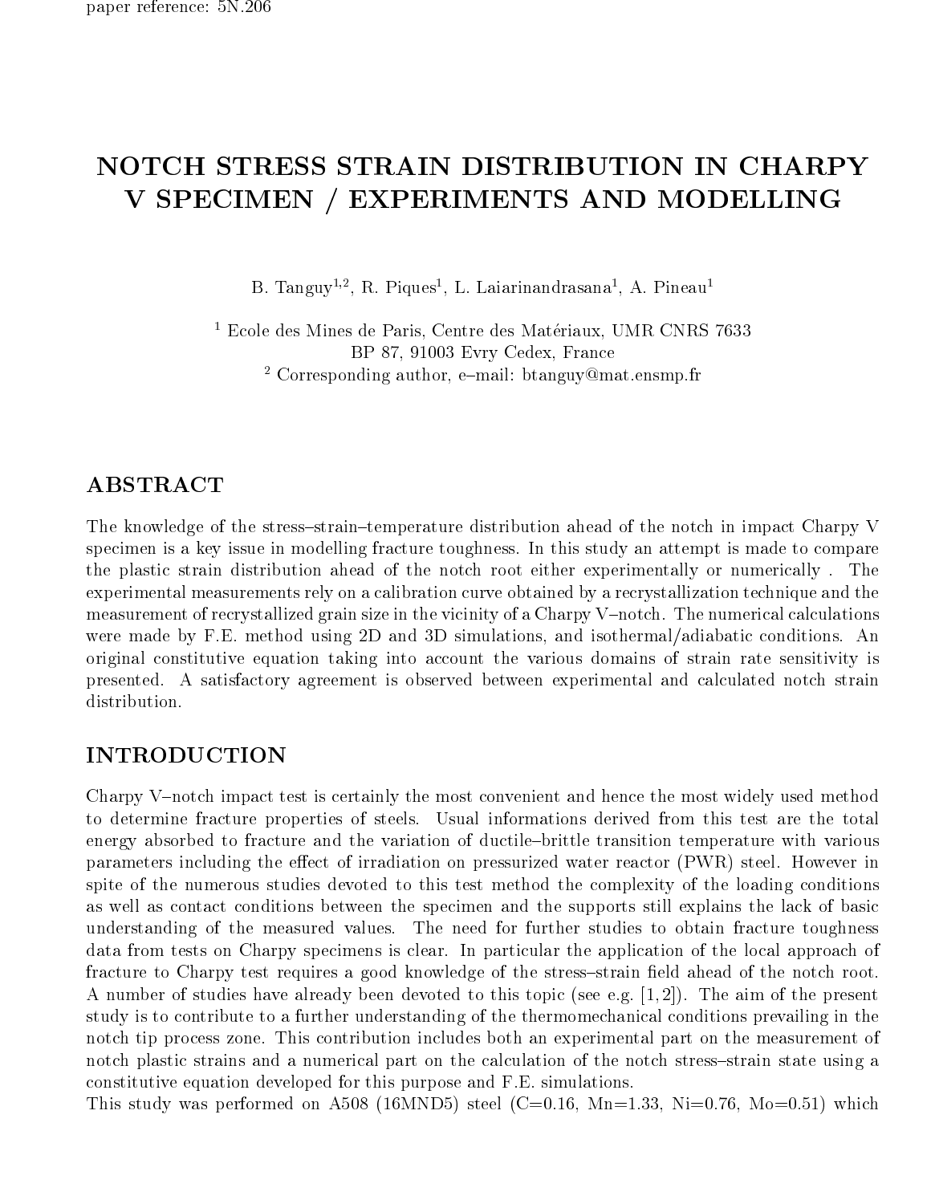paper reference: 5N.206

# NOTCH STRESS STRAIN DISTRIBUTION IN CHARPY V SPECIMEN / EXPERIMENTS AND MODELLING

B. Tanguy[1,2], R. Piques[1], L. Laiarinandrasana[1], A. Pineau[1]

[1] Ecole des Mines de Paris, Centre des Matériaux, UMR CNRS 7633
BP 87, 91003 Evry Cedex, France
[2] Corresponding author, e–mail: btanguy@mat.ensmp.fr

## ABSTRACT

The knowledge of the stress–strain–temperature distribution ahead of the notch in impact Charpy V specimen is a key issue in modelling fracture toughness. In this study an attempt is made to compare the plastic strain distribution ahead of the notch root either experimentally or numerically . The experimental measurements rely on a calibration curve obtained by a recrystallization technique and the measurement of recrystallized grain size in the vicinity of a Charpy V–notch. The numerical calculations were made by F.E. method using 2D and 3D simulations, and isothermal/adiabatic conditions. An original constitutive equation taking into account the various domains of strain rate sensitivity is presented. A satisfactory agreement is observed between experimental and calculated notch strain distribution.

## INTRODUCTION

Charpy V–notch impact test is certainly the most convenient and hence the most widely used method to determine fracture properties of steels. Usual informations derived from this test are the total energy absorbed to fracture and the variation of ductile–brittle transition temperature with various parameters including the effect of irradiation on pressurized water reactor (PWR) steel. However in spite of the numerous studies devoted to this test method the complexity of the loading conditions as well as contact conditions between the specimen and the supports still explains the lack of basic understanding of the measured values. The need for further studies to obtain fracture toughness data from tests on Charpy specimens is clear. In particular the application of the local approach of fracture to Charpy test requires a good knowledge of the stress–strain field ahead of the notch root. A number of studies have already been devoted to this topic (see e.g. [1, 2]). The aim of the present study is to contribute to a further understanding of the thermomechanical conditions prevailing in the notch tip process zone. This contribution includes both an experimental part on the measurement of notch plastic strains and a numerical part on the calculation of the notch stress–strain state using a constitutive equation developed for this purpose and F.E. simulations.

This study was performed on A508 (16MND5) steel (C=0.16, Mn=1.33, Ni=0.76, Mo=0.51) which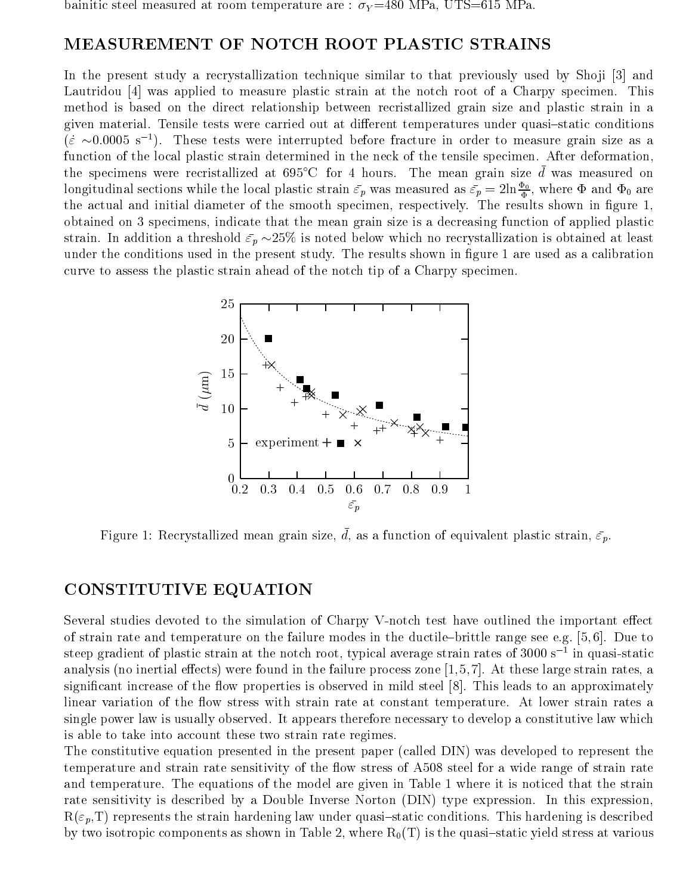bainitic steel measured at room temperature are : $\sigma_Y$=480 MPa, UTS=615 MPa.

## MEASUREMENT OF NOTCH ROOT PLASTIC STRAINS

In the present study a recrystallization technique similar to that previously used by Shoji [3] and Lautridou [4] was applied to measure plastic strain at the notch root of a Charpy specimen. This method is based on the direct relationship between recristallized grain size and plastic strain in a given material. Tensile tests were carried out at different temperatures under quasi–static conditions ($\dot{\varepsilon}$ ~0.0005 s$^{-1}$). These tests were interrupted before fracture in order to measure grain size as a function of the local plastic strain determined in the neck of the tensile specimen. After deformation, the specimens were recristallized at 695°C for 4 hours. The mean grain size $\bar{d}$ was measured on longitudinal sections while the local plastic strain $\bar{\varepsilon_p}$ was measured as $\bar{\varepsilon_p} = 2\ln\frac{\Phi_0}{\Phi}$, where $\Phi$ and $\Phi_0$ are the actual and initial diameter of the smooth specimen, respectively. The results shown in figure 1, obtained on 3 specimens, indicate that the mean grain size is a decreasing function of applied plastic strain. In addition a threshold $\bar{\varepsilon_p}$ ~25% is noted below which no recrystallization is obtained at least under the conditions used in the present study. The results shown in figure 1 are used as a calibration curve to assess the plastic strain ahead of the notch tip of a Charpy specimen.

Figure 1: Recrystallized mean grain size, $\bar{d}$, as a function of equivalent plastic strain, $\bar{\varepsilon_p}$.

## CONSTITUTIVE EQUATION

Several studies devoted to the simulation of Charpy V-notch test have outlined the important effect of strain rate and temperature on the failure modes in the ductile–brittle range see e.g. [5,6]. Due to steep gradient of plastic strain at the notch root, typical average strain rates of 3000 s$^{-1}$ in quasi-static analysis (no inertial effects) were found in the failure process zone [1,5,7]. At these large strain rates, a significant increase of the flow properties is observed in mild steel [8]. This leads to an approximately linear variation of the flow stress with strain rate at constant temperature. At lower strain rates a single power law is usually observed. It appears therefore necessary to develop a constitutive law which is able to take into account these two strain rate regimes.

The constitutive equation presented in the present paper (called DIN) was developed to represent the temperature and strain rate sensitivity of the flow stress of A508 steel for a wide range of strain rate and temperature. The equations of the model are given in Table 1 where it is noticed that the strain rate sensitivity is described by a Double Inverse Norton (DIN) type expression. In this expression, R($\varepsilon_p$,T) represents the strain hardening law under quasi–static conditions. This hardening is described by two isotropic components as shown in Table 2, where R$_0$(T) is the quasi–static yield stress at various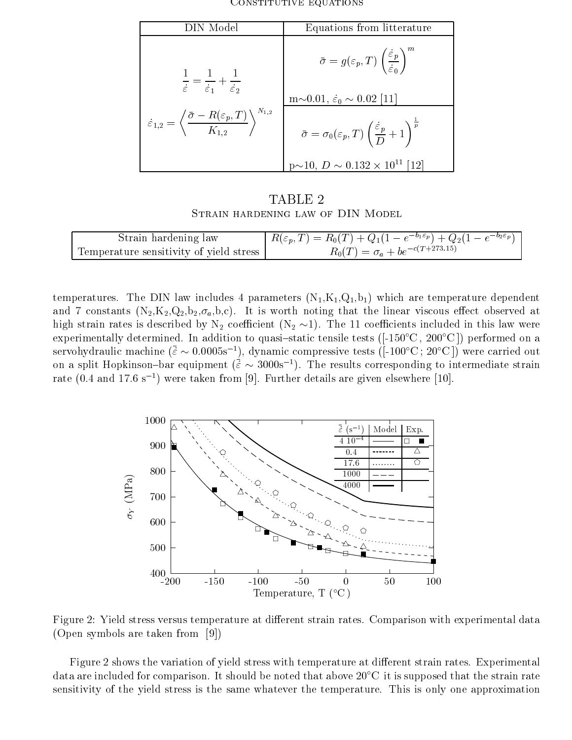Constitutive equations

| DIN Model | Equations from litterature |
|---|---|
| $$\frac{1}{\dot{\bar{\varepsilon}}} = \frac{1}{\dot{\varepsilon}_1} + \frac{1}{\dot{\varepsilon}_2}$$ $$\dot{\varepsilon}_{1,2} = \left\langle \frac{\bar{\sigma} - R(\varepsilon_p, T)}{K_{1,2}} \right\rangle^{N_{1,2}}$$ | $$\bar{\sigma} = g(\varepsilon_p, T) \left( \frac{\dot{\varepsilon}_p}{\dot{\varepsilon}_0} \right)^m$$ m$\sim$0.01, $\dot{\varepsilon}_0 \sim 0.02$ [11] |
| | $$\bar{\sigma} = \sigma_0(\varepsilon_p, T) \left( \frac{\dot{\varepsilon}_p}{D} + 1 \right)^{\frac{1}{p}}$$ p$\sim$10, $D \sim 0.132 \times 10^{11}$ [12] |

TABLE 2
Strain hardening law of DIN Model

| | |
|---|---|
| Strain hardening law | $R(\varepsilon_p, T) = R_0(T) + Q_1(1 - e^{-b_1 \varepsilon_p}) + Q_2(1 - e^{-b_2 \varepsilon_p})$ |
| Temperature sensitivity of yield stress | $R_0(T) = \sigma_a + b e^{-c(T+273.15)}$ |

temperatures. The DIN law includes 4 parameters ($N_1$,$K_1$,$Q_1$,$b_1$) which are temperature dependent and 7 constants ($N_2$,$K_2$,$Q_2$,$b_2$,$\sigma_a$,b,c). It is worth noting that the linear viscous effect observed at high strain rates is described by $N_2$ coefficient ($N_2 \sim$1). The 11 coefficients included in this law were experimentally determined. In addition to quasi–static tensile tests ([-150°C , 200°C ]) performed on a servohydraulic machine ($\dot{\bar{\varepsilon}} \sim 0.0005\text{s}^{-1}$), dynamic compressive tests ([-100°C ; 20°C ]) were carried out on a split Hopkinson–bar equipment ($\dot{\bar{\varepsilon}} \sim 3000\text{s}^{-1}$). The results corresponding to intermediate strain rate (0.4 and 17.6 $\text{s}^{-1}$) were taken from [9]. Further details are given elsewhere [10].

Figure 2: Yield stress versus temperature at different strain rates. Comparison with experimental data (Open symbols are taken from [9])

Figure 2 shows the variation of yield stress with temperature at different strain rates. Experimental data are included for comparison. It should be noted that above 20°C it is supposed that the strain rate sensitivity of the yield stress is the same whatever the temperature. This is only one approximation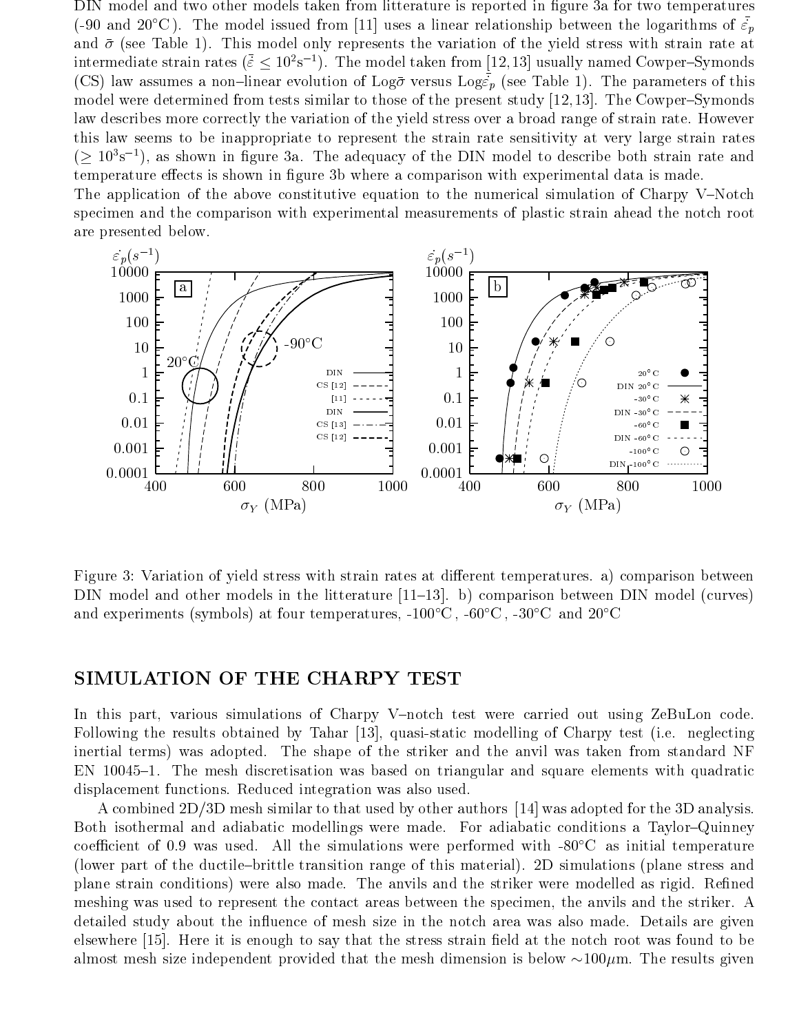DIN model and two other models taken from litterature is reported in figure 3a for two temperatures (-90 and 20°C). The model issued from [11] uses a linear relationship between the logarithms of $\dot{\bar{\varepsilon}}_p$ and $\bar{\sigma}$ (see Table 1). This model only represents the variation of the yield stress with strain rate at intermediate strain rates ($\dot{\bar{\varepsilon}} \leq 10^2\mathrm{s}^{-1}$). The model taken from [12,13] usually named Cowper–Symonds (CS) law assumes a non–linear evolution of Log$\bar{\sigma}$ versus Log$\dot{\bar{\varepsilon}}_p$ (see Table 1). The parameters of this model were determined from tests similar to those of the present study [12,13]. The Cowper–Symonds law describes more correctly the variation of the yield stress over a broad range of strain rate. However this law seems to be inappropriate to represent the strain rate sensitivity at very large strain rates ($\geq 10^3\mathrm{s}^{-1}$), as shown in figure 3a. The adequacy of the DIN model to describe both strain rate and temperature effects is shown in figure 3b where a comparison with experimental data is made.

The application of the above constitutive equation to the numerical simulation of Charpy V–Notch specimen and the comparison with experimental measurements of plastic strain ahead the notch root are presented below.

Figure 3: Variation of yield stress with strain rates at different temperatures. a) comparison between DIN model and other models in the litterature [11–13]. b) comparison between DIN model (curves) and experiments (symbols) at four temperatures, -100°C, -60°C, -30°C and 20°C

## SIMULATION OF THE CHARPY TEST

In this part, various simulations of Charpy V–notch test were carried out using ZeBuLon code. Following the results obtained by Tahar [13], quasi-static modelling of Charpy test (i.e. neglecting inertial terms) was adopted. The shape of the striker and the anvil was taken from standard NF EN 10045–1. The mesh discretisation was based on triangular and square elements with quadratic displacement functions. Reduced integration was also used.

A combined 2D/3D mesh similar to that used by other authors [14] was adopted for the 3D analysis. Both isothermal and adiabatic modellings were made. For adiabatic conditions a Taylor–Quinney coefficient of 0.9 was used. All the simulations were performed with -80°C as initial temperature (lower part of the ductile–brittle transition range of this material). 2D simulations (plane stress and plane strain conditions) were also made. The anvils and the striker were modelled as rigid. Refined meshing was used to represent the contact areas between the specimen, the anvils and the striker. A detailed study about the influence of mesh size in the notch area was also made. Details are given elsewhere [15]. Here it is enough to say that the stress strain field at the notch root was found to be almost mesh size independent provided that the mesh dimension is below $\sim$100$\mu$m. The results given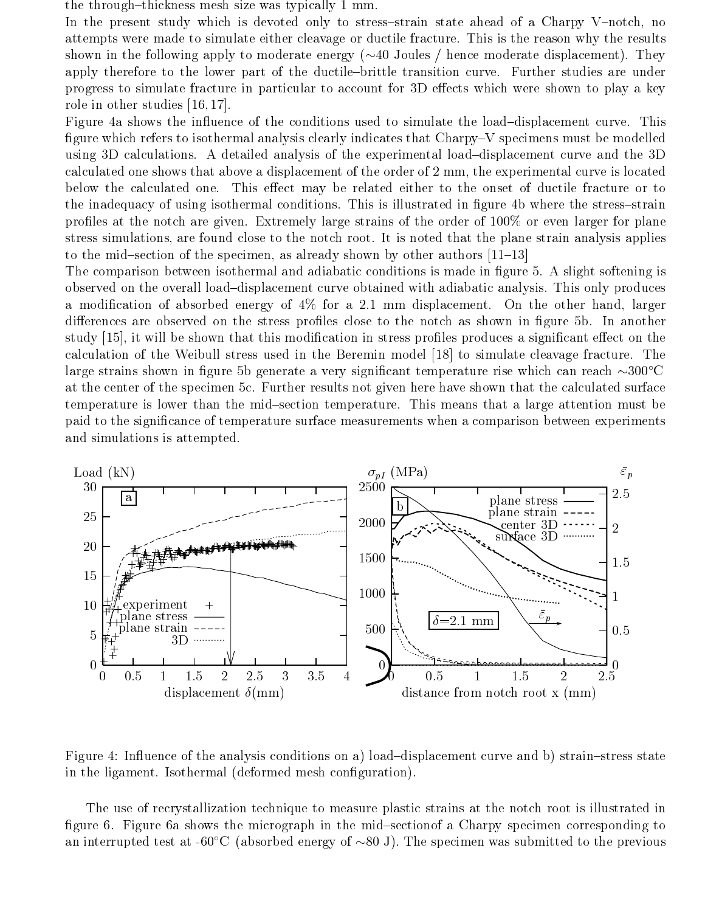the through–thickness mesh size was typically 1 mm.

In the present study which is devoted only to stress–strain state ahead of a Charpy V–notch, no attempts were made to simulate either cleavage or ductile fracture. This is the reason why the results shown in the following apply to moderate energy (∼40 Joules / hence moderate displacement). They apply therefore to the lower part of the ductile–brittle transition curve. Further studies are under progress to simulate fracture in particular to account for 3D effects which were shown to play a key role in other studies [16, 17].

Figure 4a shows the influence of the conditions used to simulate the load–displacement curve. This figure which refers to isothermal analysis clearly indicates that Charpy–V specimens must be modelled using 3D calculations. A detailed analysis of the experimental load–displacement curve and the 3D calculated one shows that above a displacement of the order of 2 mm, the experimental curve is located below the calculated one. This effect may be related either to the onset of ductile fracture or to the inadequacy of using isothermal conditions. This is illustrated in figure 4b where the stress–strain profiles at the notch are given. Extremely large strains of the order of 100% or even larger for plane stress simulations, are found close to the notch root. It is noted that the plane strain analysis applies to the mid–section of the specimen, as already shown by other authors [11–13]

The comparison between isothermal and adiabatic conditions is made in figure 5. A slight softening is observed on the overall load–displacement curve obtained with adiabatic analysis. This only produces a modification of absorbed energy of 4% for a 2.1 mm displacement. On the other hand, larger differences are observed on the stress profiles close to the notch as shown in figure 5b. In another study [15], it will be shown that this modification in stress profiles produces a significant effect on the calculation of the Weibull stress used in the Beremin model [18] to simulate cleavage fracture. The large strains shown in figure 5b generate a very significant temperature rise which can reach ∼300°C at the center of the specimen 5c. Further results not given here have shown that the calculated surface temperature is lower than the mid–section temperature. This means that a large attention must be paid to the significance of temperature surface measurements when a comparison between experiments and simulations is attempted.

Figure 4: Influence of the analysis conditions on a) load–displacement curve and b) strain–stress state in the ligament. Isothermal (deformed mesh configuration).

The use of recrystallization technique to measure plastic strains at the notch root is illustrated in figure 6. Figure 6a shows the micrograph in the mid–sectionof a Charpy specimen corresponding to an interrupted test at -60°C (absorbed energy of ∼80 J). The specimen was submitted to the previous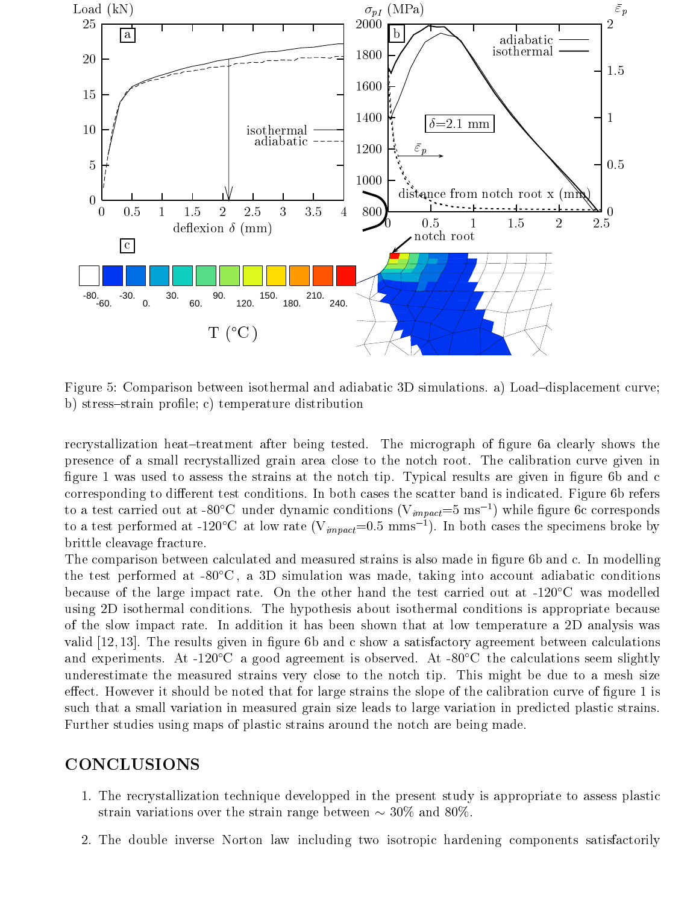Figure 5: Comparison between isothermal and adiabatic 3D simulations. a) Load–displacement curve; b) stress–strain profile; c) temperature distribution

recrystallization heat–treatment after being tested. The micrograph of figure 6a clearly shows the presence of a small recrystallized grain area close to the notch root. The calibration curve given in figure 1 was used to assess the strains at the notch tip. Typical results are given in figure 6b and c corresponding to different test conditions. In both cases the scatter band is indicated. Figure 6b refers to a test carried out at -80°C under dynamic conditions ($V_{impact}$=5 ms$^{-1}$) while figure 6c corresponds to a test performed at -120°C at low rate ($V_{impact}$=0.5 mms$^{-1}$). In both cases the specimens broke by brittle cleavage fracture.

The comparison between calculated and measured strains is also made in figure 6b and c. In modelling the test performed at -80°C, a 3D simulation was made, taking into account adiabatic conditions because of the large impact rate. On the other hand the test carried out at -120°C was modelled using 2D isothermal conditions. The hypothesis about isothermal conditions is appropriate because of the slow impact rate. In addition it has been shown that at low temperature a 2D analysis was valid [12, 13]. The results given in figure 6b and c show a satisfactory agreement between calculations and experiments. At -120°C a good agreement is observed. At -80°C the calculations seem slightly underestimate the measured strains very close to the notch tip. This might be due to a mesh size effect. However it should be noted that for large strains the slope of the calibration curve of figure 1 is such that a small variation in measured grain size leads to large variation in predicted plastic strains. Further studies using maps of plastic strains around the notch are being made.

## CONCLUSIONS

1. The recrystallization technique developped in the present study is appropriate to assess plastic strain variations over the strain range between ~ 30% and 80%.

2. The double inverse Norton law including two isotropic hardening components satisfactorily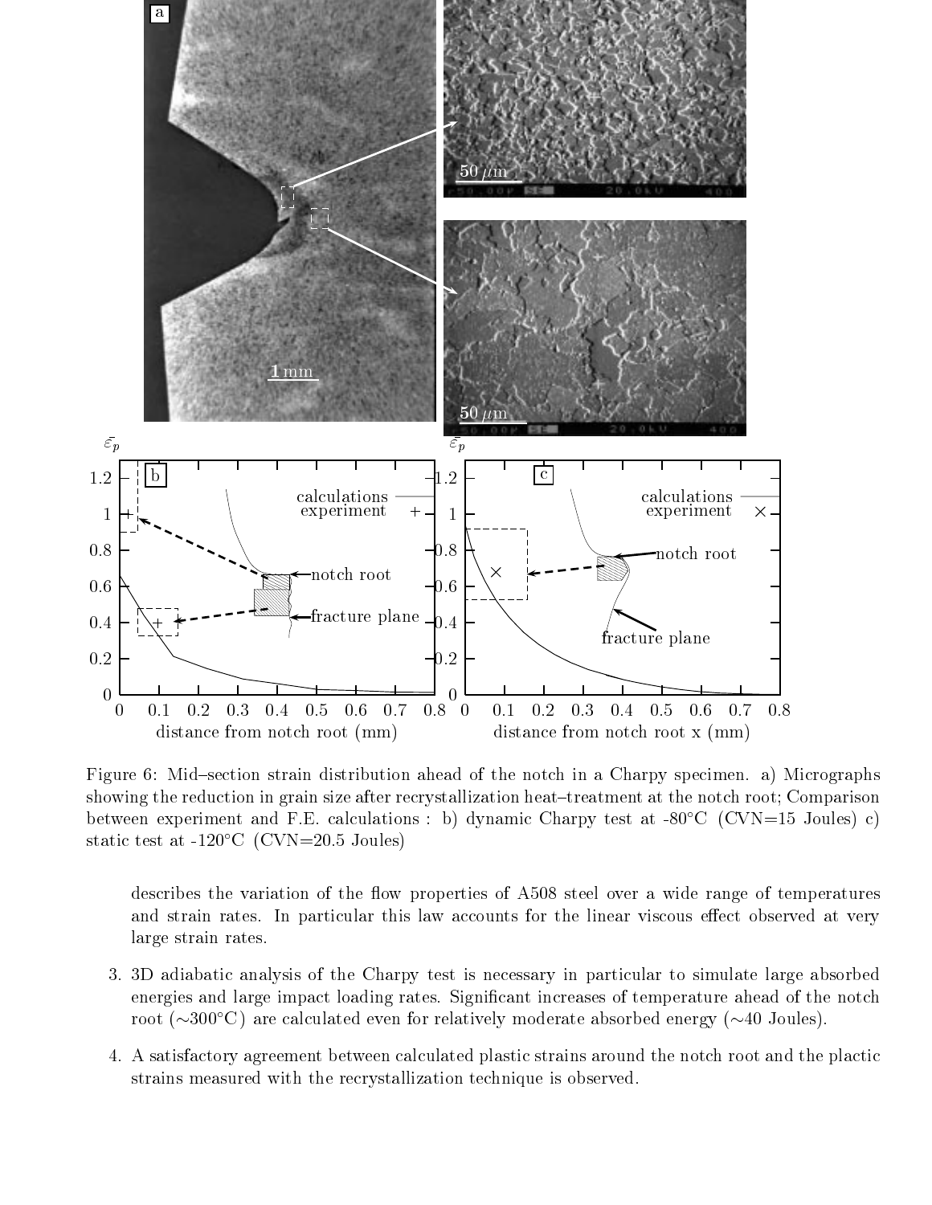Figure 6: Mid–section strain distribution ahead of the notch in a Charpy specimen. a) Micrographs showing the reduction in grain size after recrystallization heat–treatment at the notch root; Comparison between experiment and F.E. calculations : b) dynamic Charpy test at -80°C (CVN=15 Joules) c) static test at -120°C (CVN=20.5 Joules)

describes the variation of the flow properties of A508 steel over a wide range of temperatures and strain rates. In particular this law accounts for the linear viscous effect observed at very large strain rates.

3. 3D adiabatic analysis of the Charpy test is necessary in particular to simulate large absorbed energies and large impact loading rates. Significant increases of temperature ahead of the notch root (∼300°C) are calculated even for relatively moderate absorbed energy (∼40 Joules).

4. A satisfactory agreement between calculated plastic strains around the notch root and the plactic strains measured with the recrystallization technique is observed.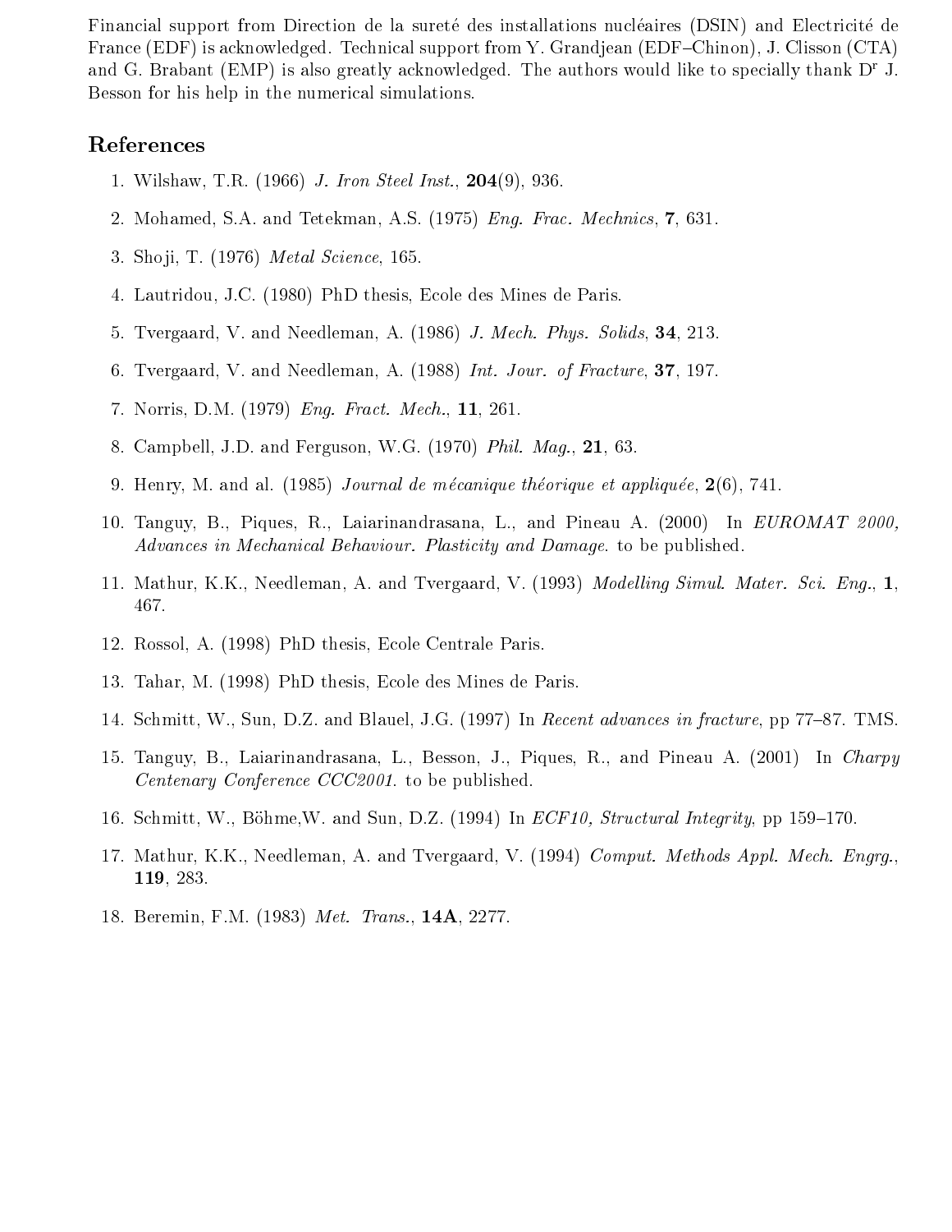Financial support from Direction de la sureté des installations nucléaires (DSIN) and Electricité de France (EDF) is acknowledged. Technical support from Y. Grandjean (EDF–Chinon), J. Clisson (CTA) and G. Brabant (EMP) is also greatly acknowledged. The authors would like to specially thank D$^{r}$ J. Besson for his help in the numerical simulations.

## References

1. Wilshaw, T.R. (1966) *J. Iron Steel Inst.*, **204**(9), 936.
2. Mohamed, S.A. and Tetekman, A.S. (1975) *Eng. Frac. Mechnics*, **7**, 631.
3. Shoji, T. (1976) *Metal Science*, 165.
4. Lautridou, J.C. (1980) PhD thesis, Ecole des Mines de Paris.
5. Tvergaard, V. and Needleman, A. (1986) *J. Mech. Phys. Solids*, **34**, 213.
6. Tvergaard, V. and Needleman, A. (1988) *Int. Jour. of Fracture*, **37**, 197.
7. Norris, D.M. (1979) *Eng. Fract. Mech.*, **11**, 261.
8. Campbell, J.D. and Ferguson, W.G. (1970) *Phil. Mag.*, **21**, 63.
9. Henry, M. and al. (1985) *Journal de mécanique théorique et appliquée*, **2**(6), 741.
10. Tanguy, B., Piques, R., Laiarinandrasana, L., and Pineau A. (2000) In *EUROMAT 2000, Advances in Mechanical Behaviour. Plasticity and Damage*. to be published.
11. Mathur, K.K., Needleman, A. and Tvergaard, V. (1993) *Modelling Simul. Mater. Sci. Eng.*, **1**, 467.
12. Rossol, A. (1998) PhD thesis, Ecole Centrale Paris.
13. Tahar, M. (1998) PhD thesis, Ecole des Mines de Paris.
14. Schmitt, W., Sun, D.Z. and Blauel, J.G. (1997) In *Recent advances in fracture*, pp 77–87. TMS.
15. Tanguy, B., Laiarinandrasana, L., Besson, J., Piques, R., and Pineau A. (2001) In *Charpy Centenary Conference CCC2001*. to be published.
16. Schmitt, W., Böhme,W. and Sun, D.Z. (1994) In *ECF10, Structural Integrity*, pp 159–170.
17. Mathur, K.K., Needleman, A. and Tvergaard, V. (1994) *Comput. Methods Appl. Mech. Engrg.*, **119**, 283.
18. Beremin, F.M. (1983) *Met. Trans.*, **14A**, 2277.